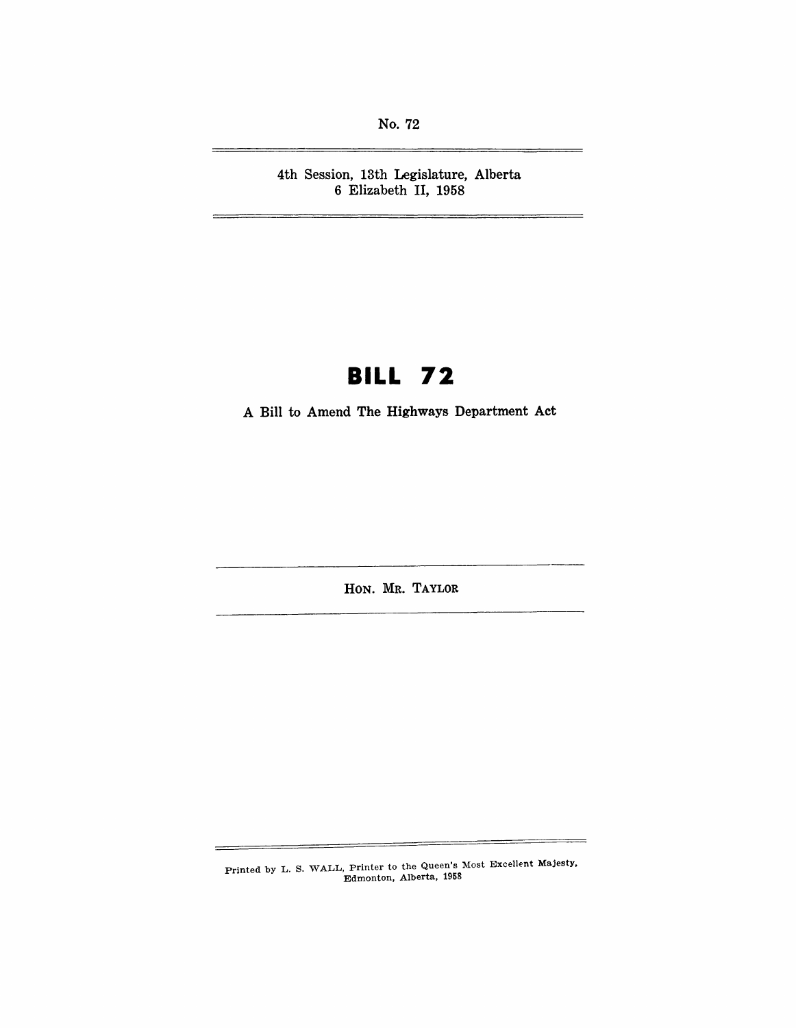No. 72

---

4th Session, 13th Legislature, Alberta
6 Elizabeth II, 1958

---

# BILL 72

A Bill to Amend The Highways Department Act

---

HON. MR. TAYLOR

---

Printed by L. S. WALL, Printer to the Queen's Most Excellent Majesty, Edmonton, Alberta, 1958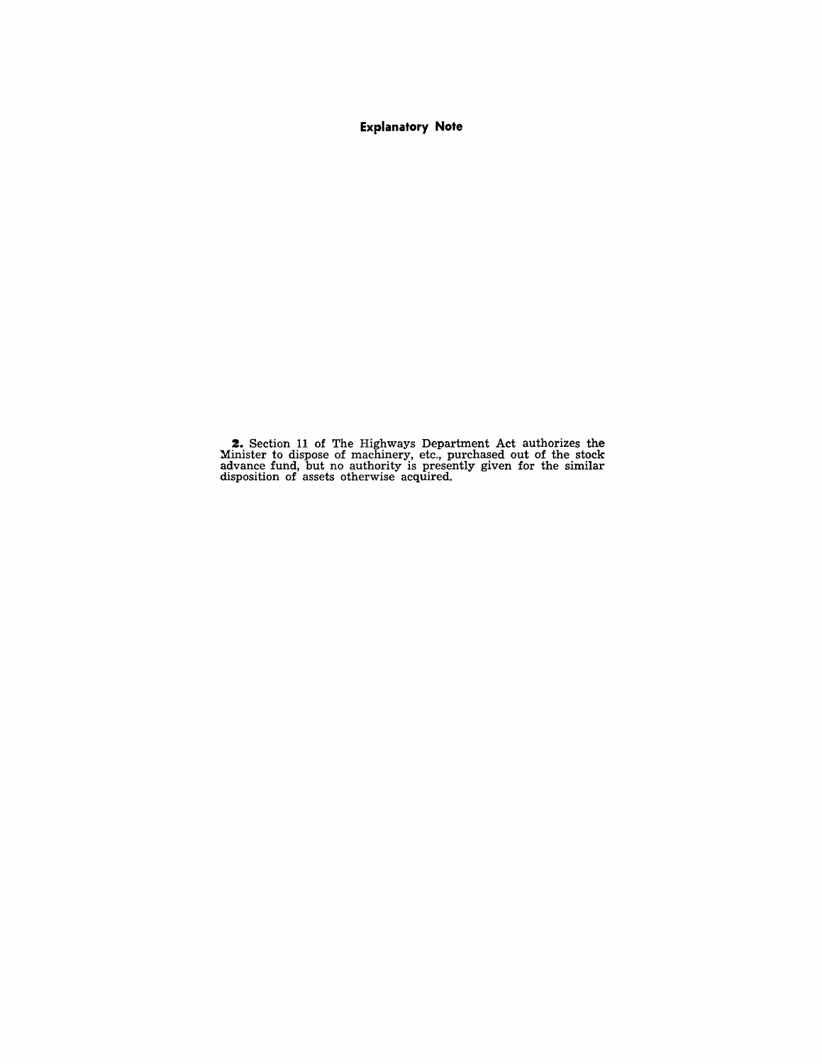## Explanatory Note

**2.** Section 11 of The Highways Department Act authorizes the Minister to dispose of machinery, etc., purchased out of the stock advance fund, but no authority is presently given for the similar disposition of assets otherwise acquired.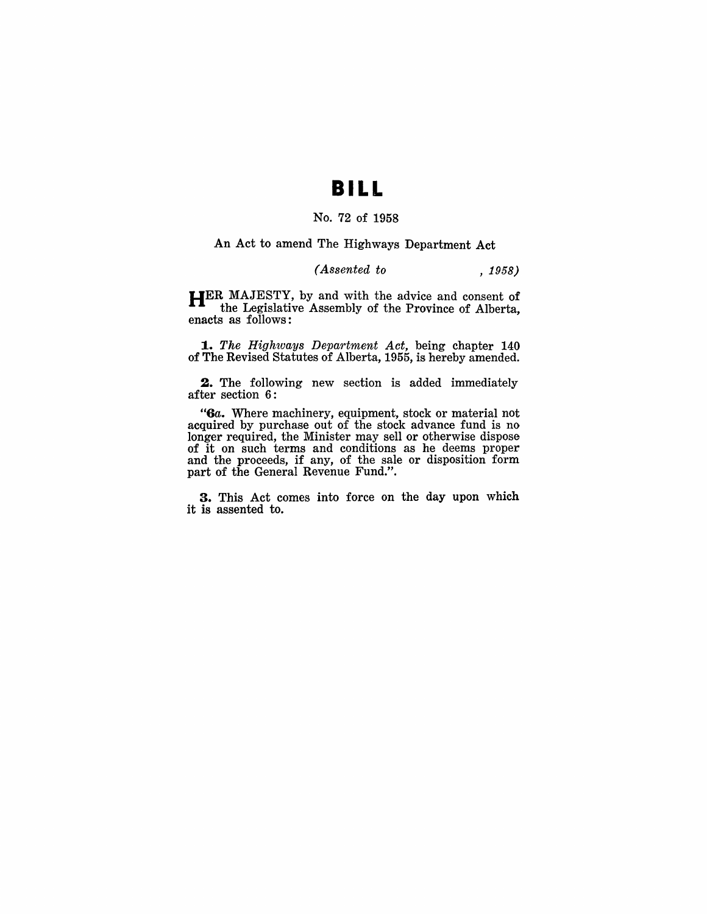# BILL

No. 72 of 1958

An Act to amend The Highways Department Act

*(Assented to , 1958)*

HER MAJESTY, by and with the advice and consent of the Legislative Assembly of the Province of Alberta, enacts as follows:

**1.** *The Highways Department Act*, being chapter 140 of The Revised Statutes of Alberta, 1955, is hereby amended.

**2.** The following new section is added immediately after section 6:

"**6a.** Where machinery, equipment, stock or material not acquired by purchase out of the stock advance fund is no longer required, the Minister may sell or otherwise dispose of it on such terms and conditions as he deems proper and the proceeds, if any, of the sale or disposition form part of the General Revenue Fund.".

**3.** This Act comes into force on the day upon which it is assented to.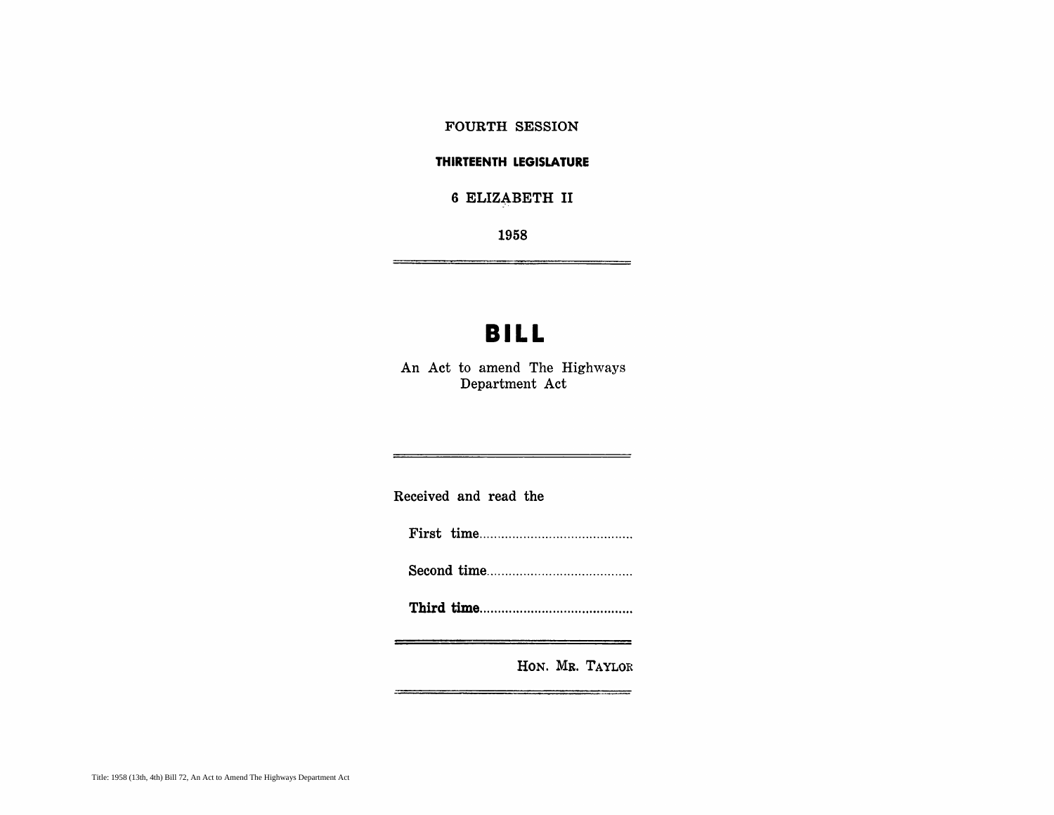FOURTH SESSION

THIRTEENTH LEGISLATURE

6 ELIZABETH II

1958

# BILL

An Act to amend The Highways Department Act

Received and read the

First time........................................

Second time......................................

Third time........................................

HON. MR. TAYLOR

Title: 1958 (13th, 4th) Bill 72, An Act to Amend The Highways Department Act